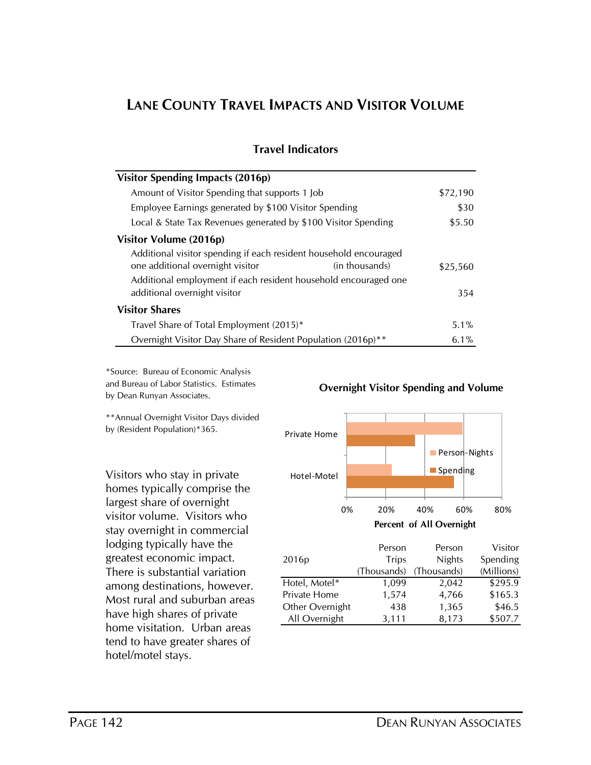# LANE COUNTY TRAVEL IMPACTS AND VISITOR VOLUME

## Travel Indicators

| | |
|---|---|
| **Visitor Spending Impacts (2016p)** | |
| Amount of Visitor Spending that supports 1 Job | $72,190 |
| Employee Earnings generated by $100 Visitor Spending | $30 |
| Local & State Tax Revenues generated by $100 Visitor Spending | $5.50 |
| **Visitor Volume (2016p)** | |
| Additional visitor spending if each resident household encouraged one additional overnight visitor (in thousands) | $25,560 |
| Additional employment if each resident household encouraged one additional overnight visitor | 354 |
| **Visitor Shares** | |
| Travel Share of Total Employment (2015)* | 5.1% |
| Overnight Visitor Day Share of Resident Population (2016p)** | 6.1% |

*Source: Bureau of Economic Analysis and Bureau of Labor Statistics. Estimates by Dean Runyan Associates.

**Annual Overnight Visitor Days divided by (Resident Population)*365.

Visitors who stay in private homes typically comprise the largest share of overnight visitor volume. Visitors who stay overnight in commercial lodging typically have the greatest economic impact. There is substantial variation among destinations, however. Most rural and suburban areas have high shares of private home visitation. Urban areas tend to have greater shares of hotel/motel stays.

**Overnight Visitor Spending and Volume**

| 2016p | Person Trips (Thousands) | Person Nights (Thousands) | Visitor Spending (Millions) |
|---|---|---|---|
| Hotel, Motel* | 1,099 | 2,042 | $295.9 |
| Private Home | 1,574 | 4,766 | $165.3 |
| Other Overnight | 438 | 1,365 | $46.5 |
| All Overnight | 3,111 | 8,173 | $507.7 |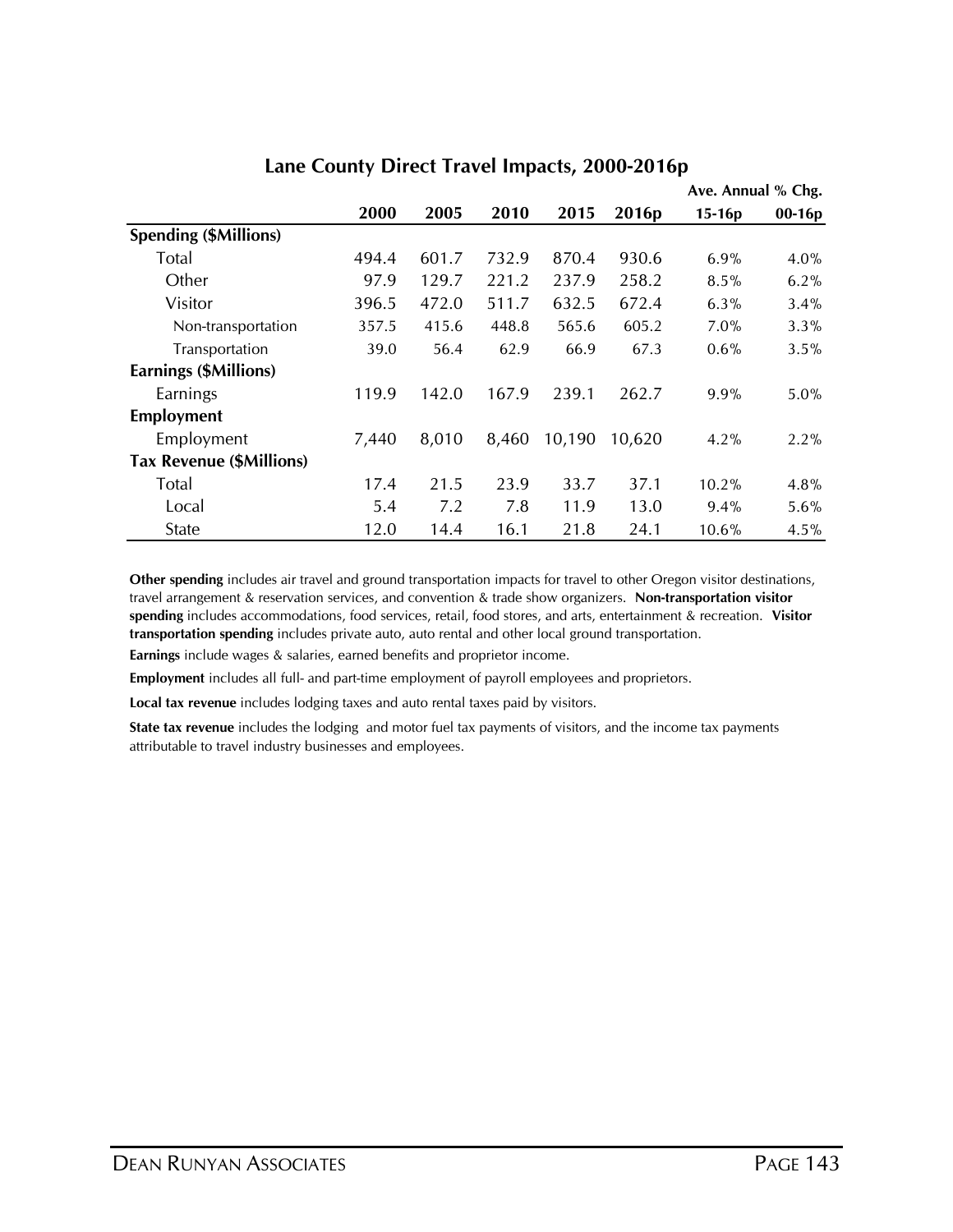## Lane County Direct Travel Impacts, 2000-2016p

| | 2000 | 2005 | 2010 | 2015 | 2016p | Ave. Annual % Chg. 15-16p | Ave. Annual % Chg. 00-16p |
|---|---|---|---|---|---|---|---|
| **Spending ($Millions)** | | | | | | | |
| Total | 494.4 | 601.7 | 732.9 | 870.4 | 930.6 | 6.9% | 4.0% |
| Other | 97.9 | 129.7 | 221.2 | 237.9 | 258.2 | 8.5% | 6.2% |
| Visitor | 396.5 | 472.0 | 511.7 | 632.5 | 672.4 | 6.3% | 3.4% |
| Non-transportation | 357.5 | 415.6 | 448.8 | 565.6 | 605.2 | 7.0% | 3.3% |
| Transportation | 39.0 | 56.4 | 62.9 | 66.9 | 67.3 | 0.6% | 3.5% |
| **Earnings ($Millions)** | | | | | | | |
| Earnings | 119.9 | 142.0 | 167.9 | 239.1 | 262.7 | 9.9% | 5.0% |
| **Employment** | | | | | | | |
| Employment | 7,440 | 8,010 | 8,460 | 10,190 | 10,620 | 4.2% | 2.2% |
| **Tax Revenue ($Millions)** | | | | | | | |
| Total | 17.4 | 21.5 | 23.9 | 33.7 | 37.1 | 10.2% | 4.8% |
| Local | 5.4 | 7.2 | 7.8 | 11.9 | 13.0 | 9.4% | 5.6% |
| State | 12.0 | 14.4 | 16.1 | 21.8 | 24.1 | 10.6% | 4.5% |

**Other spending** includes air travel and ground transportation impacts for travel to other Oregon visitor destinations, travel arrangement & reservation services, and convention & trade show organizers. **Non-transportation visitor spending** includes accommodations, food services, retail, food stores, and arts, entertainment & recreation. **Visitor transportation spending** includes private auto, auto rental and other local ground transportation.

**Earnings** include wages & salaries, earned benefits and proprietor income.

**Employment** includes all full- and part-time employment of payroll employees and proprietors.

**Local tax revenue** includes lodging taxes and auto rental taxes paid by visitors.

**State tax revenue** includes the lodging and motor fuel tax payments of visitors, and the income tax payments attributable to travel industry businesses and employees.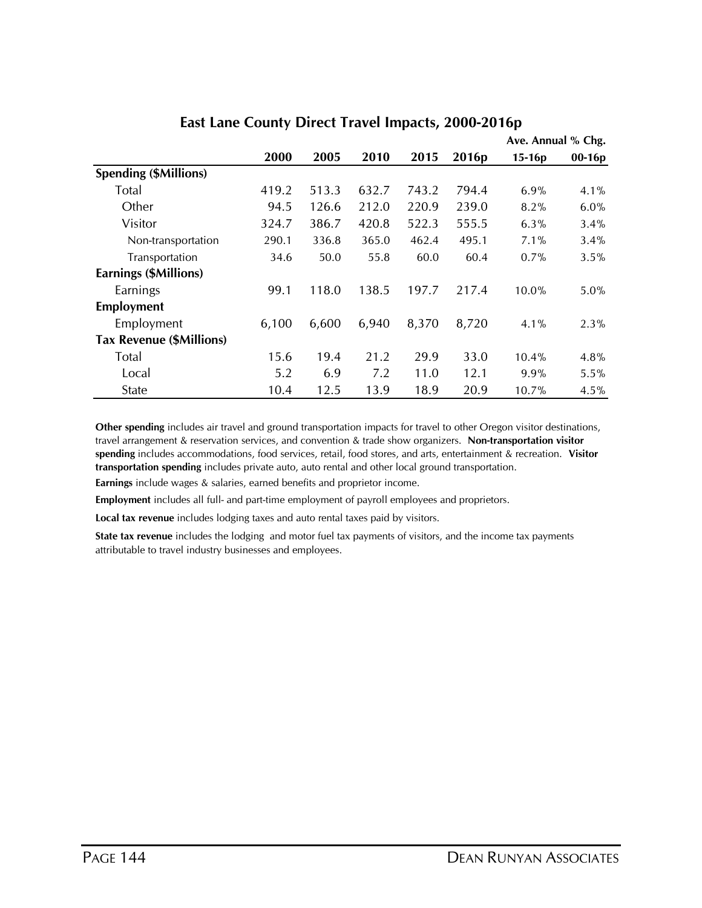## East Lane County Direct Travel Impacts, 2000-2016p

| | 2000 | 2005 | 2010 | 2015 | 2016p | Ave. Annual % Chg. 15-16p | Ave. Annual % Chg. 00-16p |
|---|---|---|---|---|---|---|---|
| **Spending ($Millions)** | | | | | | | |
| Total | 419.2 | 513.3 | 632.7 | 743.2 | 794.4 | 6.9% | 4.1% |
| Other | 94.5 | 126.6 | 212.0 | 220.9 | 239.0 | 8.2% | 6.0% |
| Visitor | 324.7 | 386.7 | 420.8 | 522.3 | 555.5 | 6.3% | 3.4% |
| Non-transportation | 290.1 | 336.8 | 365.0 | 462.4 | 495.1 | 7.1% | 3.4% |
| Transportation | 34.6 | 50.0 | 55.8 | 60.0 | 60.4 | 0.7% | 3.5% |
| **Earnings ($Millions)** | | | | | | | |
| Earnings | 99.1 | 118.0 | 138.5 | 197.7 | 217.4 | 10.0% | 5.0% |
| **Employment** | | | | | | | |
| Employment | 6,100 | 6,600 | 6,940 | 8,370 | 8,720 | 4.1% | 2.3% |
| **Tax Revenue ($Millions)** | | | | | | | |
| Total | 15.6 | 19.4 | 21.2 | 29.9 | 33.0 | 10.4% | 4.8% |
| Local | 5.2 | 6.9 | 7.2 | 11.0 | 12.1 | 9.9% | 5.5% |
| State | 10.4 | 12.5 | 13.9 | 18.9 | 20.9 | 10.7% | 4.5% |

**Other spending** includes air travel and ground transportation impacts for travel to other Oregon visitor destinations, travel arrangement & reservation services, and convention & trade show organizers. **Non-transportation visitor spending** includes accommodations, food services, retail, food stores, and arts, entertainment & recreation. **Visitor transportation spending** includes private auto, auto rental and other local ground transportation.

**Earnings** include wages & salaries, earned benefits and proprietor income.

**Employment** includes all full- and part-time employment of payroll employees and proprietors.

**Local tax revenue** includes lodging taxes and auto rental taxes paid by visitors.

**State tax revenue** includes the lodging and motor fuel tax payments of visitors, and the income tax payments attributable to travel industry businesses and employees.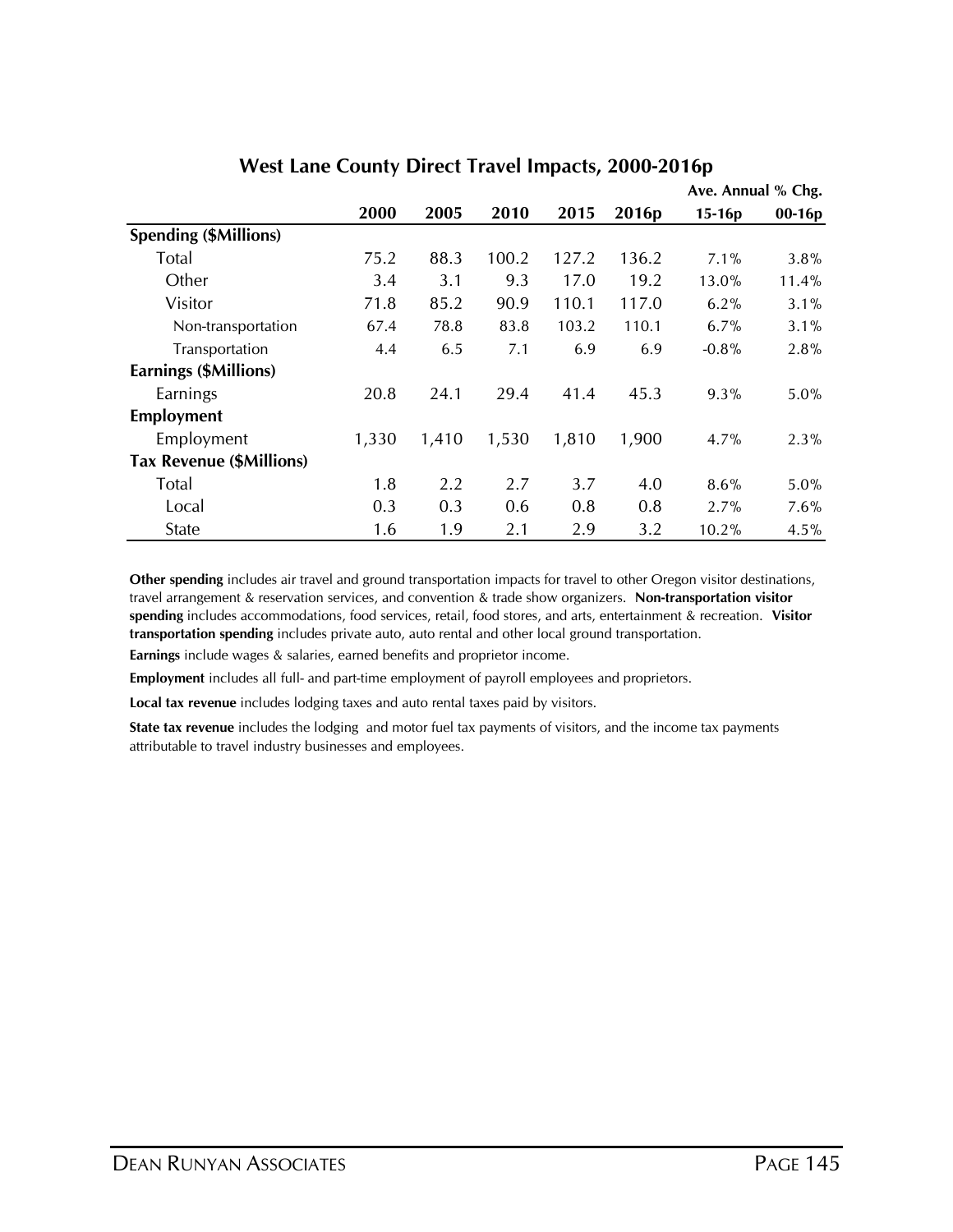## West Lane County Direct Travel Impacts, 2000-2016p

| | 2000 | 2005 | 2010 | 2015 | 2016p | Ave. Annual % Chg. 15-16p | Ave. Annual % Chg. 00-16p |
|---|---|---|---|---|---|---|---|
| **Spending ($Millions)** | | | | | | | |
| Total | 75.2 | 88.3 | 100.2 | 127.2 | 136.2 | 7.1% | 3.8% |
| Other | 3.4 | 3.1 | 9.3 | 17.0 | 19.2 | 13.0% | 11.4% |
| Visitor | 71.8 | 85.2 | 90.9 | 110.1 | 117.0 | 6.2% | 3.1% |
| Non-transportation | 67.4 | 78.8 | 83.8 | 103.2 | 110.1 | 6.7% | 3.1% |
| Transportation | 4.4 | 6.5 | 7.1 | 6.9 | 6.9 | -0.8% | 2.8% |
| **Earnings ($Millions)** | | | | | | | |
| Earnings | 20.8 | 24.1 | 29.4 | 41.4 | 45.3 | 9.3% | 5.0% |
| **Employment** | | | | | | | |
| Employment | 1,330 | 1,410 | 1,530 | 1,810 | 1,900 | 4.7% | 2.3% |
| **Tax Revenue ($Millions)** | | | | | | | |
| Total | 1.8 | 2.2 | 2.7 | 3.7 | 4.0 | 8.6% | 5.0% |
| Local | 0.3 | 0.3 | 0.6 | 0.8 | 0.8 | 2.7% | 7.6% |
| State | 1.6 | 1.9 | 2.1 | 2.9 | 3.2 | 10.2% | 4.5% |

**Other spending** includes air travel and ground transportation impacts for travel to other Oregon visitor destinations, travel arrangement & reservation services, and convention & trade show organizers. **Non-transportation visitor spending** includes accommodations, food services, retail, food stores, and arts, entertainment & recreation. **Visitor transportation spending** includes private auto, auto rental and other local ground transportation.

**Earnings** include wages & salaries, earned benefits and proprietor income.

**Employment** includes all full- and part-time employment of payroll employees and proprietors.

**Local tax revenue** includes lodging taxes and auto rental taxes paid by visitors.

**State tax revenue** includes the lodging and motor fuel tax payments of visitors, and the income tax payments attributable to travel industry businesses and employees.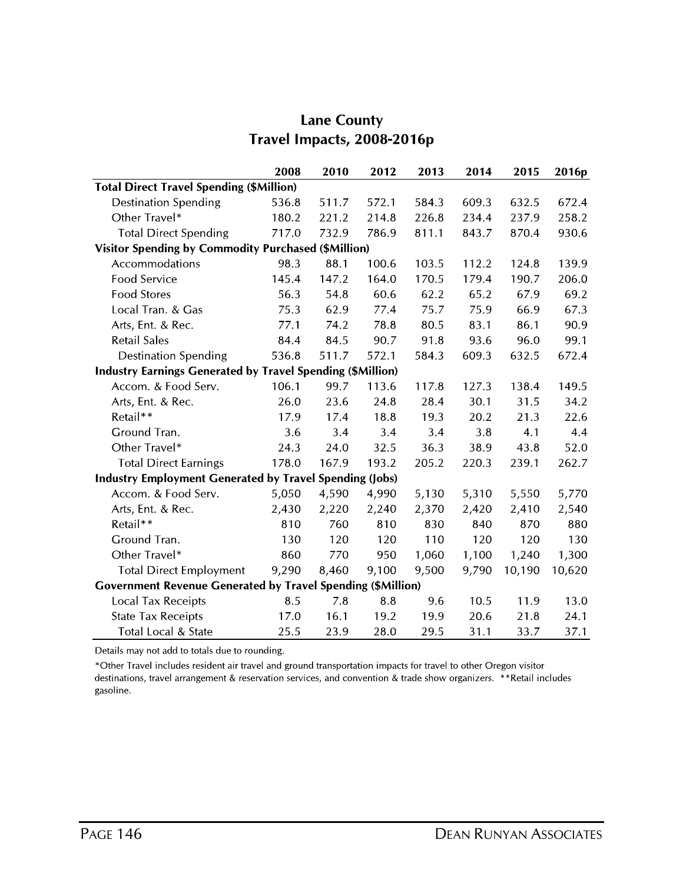## Lane County
## Travel Impacts, 2008-2016p

| | 2008 | 2010 | 2012 | 2013 | 2014 | 2015 | 2016p |
|---|---|---|---|---|---|---|---|
| **Total Direct Travel Spending ($Million)** | | | | | | | |
| Destination Spending | 536.8 | 511.7 | 572.1 | 584.3 | 609.3 | 632.5 | 672.4 |
| Other Travel* | 180.2 | 221.2 | 214.8 | 226.8 | 234.4 | 237.9 | 258.2 |
| Total Direct Spending | 717.0 | 732.9 | 786.9 | 811.1 | 843.7 | 870.4 | 930.6 |
| **Visitor Spending by Commodity Purchased ($Million)** | | | | | | | |
| Accommodations | 98.3 | 88.1 | 100.6 | 103.5 | 112.2 | 124.8 | 139.9 |
| Food Service | 145.4 | 147.2 | 164.0 | 170.5 | 179.4 | 190.7 | 206.0 |
| Food Stores | 56.3 | 54.8 | 60.6 | 62.2 | 65.2 | 67.9 | 69.2 |
| Local Tran. & Gas | 75.3 | 62.9 | 77.4 | 75.7 | 75.9 | 66.9 | 67.3 |
| Arts, Ent. & Rec. | 77.1 | 74.2 | 78.8 | 80.5 | 83.1 | 86.1 | 90.9 |
| Retail Sales | 84.4 | 84.5 | 90.7 | 91.8 | 93.6 | 96.0 | 99.1 |
| Destination Spending | 536.8 | 511.7 | 572.1 | 584.3 | 609.3 | 632.5 | 672.4 |
| **Industry Earnings Generated by Travel Spending ($Million)** | | | | | | | |
| Accom. & Food Serv. | 106.1 | 99.7 | 113.6 | 117.8 | 127.3 | 138.4 | 149.5 |
| Arts, Ent. & Rec. | 26.0 | 23.6 | 24.8 | 28.4 | 30.1 | 31.5 | 34.2 |
| Retail** | 17.9 | 17.4 | 18.8 | 19.3 | 20.2 | 21.3 | 22.6 |
| Ground Tran. | 3.6 | 3.4 | 3.4 | 3.4 | 3.8 | 4.1 | 4.4 |
| Other Travel* | 24.3 | 24.0 | 32.5 | 36.3 | 38.9 | 43.8 | 52.0 |
| Total Direct Earnings | 178.0 | 167.9 | 193.2 | 205.2 | 220.3 | 239.1 | 262.7 |
| **Industry Employment Generated by Travel Spending (Jobs)** | | | | | | | |
| Accom. & Food Serv. | 5,050 | 4,590 | 4,990 | 5,130 | 5,310 | 5,550 | 5,770 |
| Arts, Ent. & Rec. | 2,430 | 2,220 | 2,240 | 2,370 | 2,420 | 2,410 | 2,540 |
| Retail** | 810 | 760 | 810 | 830 | 840 | 870 | 880 |
| Ground Tran. | 130 | 120 | 120 | 110 | 120 | 120 | 130 |
| Other Travel* | 860 | 770 | 950 | 1,060 | 1,100 | 1,240 | 1,300 |
| Total Direct Employment | 9,290 | 8,460 | 9,100 | 9,500 | 9,790 | 10,190 | 10,620 |
| **Government Revenue Generated by Travel Spending ($Million)** | | | | | | | |
| Local Tax Receipts | 8.5 | 7.8 | 8.8 | 9.6 | 10.5 | 11.9 | 13.0 |
| State Tax Receipts | 17.0 | 16.1 | 19.2 | 19.9 | 20.6 | 21.8 | 24.1 |
| Total Local & State | 25.5 | 23.9 | 28.0 | 29.5 | 31.1 | 33.7 | 37.1 |

Details may not add to totals due to rounding.

*Other Travel includes resident air travel and ground transportation impacts for travel to other Oregon visitor destinations, travel arrangement & reservation services, and convention & trade show organizers. **Retail includes gasoline.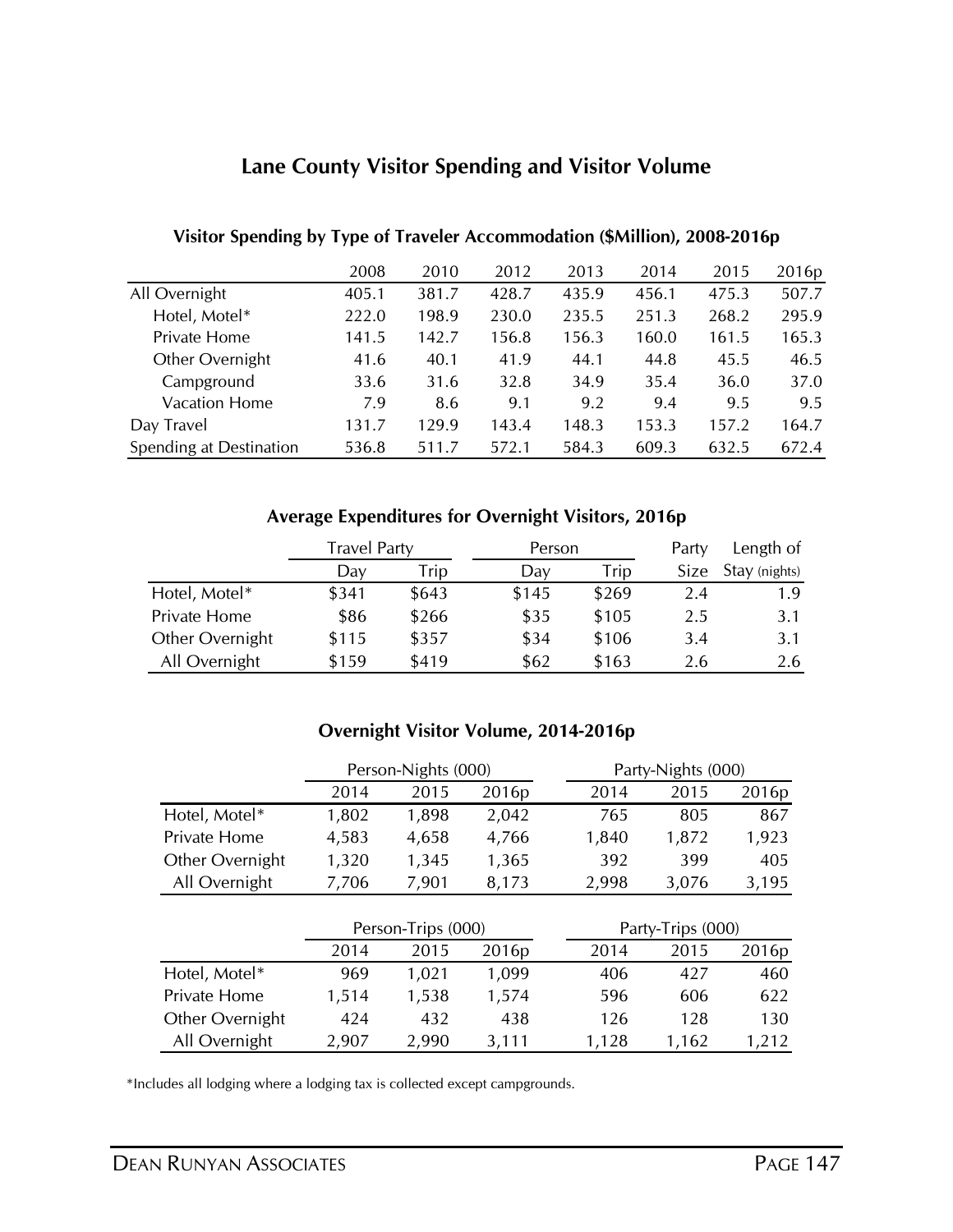# Lane County Visitor Spending and Visitor Volume

### Visitor Spending by Type of Traveler Accommodation ($Million), 2008-2016p

| | 2008 | 2010 | 2012 | 2013 | 2014 | 2015 | 2016p |
|---|---|---|---|---|---|---|---|
| All Overnight | 405.1 | 381.7 | 428.7 | 435.9 | 456.1 | 475.3 | 507.7 |
| Hotel, Motel* | 222.0 | 198.9 | 230.0 | 235.5 | 251.3 | 268.2 | 295.9 |
| Private Home | 141.5 | 142.7 | 156.8 | 156.3 | 160.0 | 161.5 | 165.3 |
| Other Overnight | 41.6 | 40.1 | 41.9 | 44.1 | 44.8 | 45.5 | 46.5 |
| Campground | 33.6 | 31.6 | 32.8 | 34.9 | 35.4 | 36.0 | 37.0 |
| Vacation Home | 7.9 | 8.6 | 9.1 | 9.2 | 9.4 | 9.5 | 9.5 |
| Day Travel | 131.7 | 129.9 | 143.4 | 148.3 | 153.3 | 157.2 | 164.7 |
| Spending at Destination | 536.8 | 511.7 | 572.1 | 584.3 | 609.3 | 632.5 | 672.4 |

### Average Expenditures for Overnight Visitors, 2016p

| | Travel Party | | Person | | Party | Length of |
|---|---|---|---|---|---|---|
| | Day | Trip | Day | Trip | Size | Stay (nights) |
| Hotel, Motel* | $341 | $643 | $145 | $269 | 2.4 | 1.9 |
| Private Home | $86 | $266 | $35 | $105 | 2.5 | 3.1 |
| Other Overnight | $115 | $357 | $34 | $106 | 3.4 | 3.1 |
| All Overnight | $159 | $419 | $62 | $163 | 2.6 | 2.6 |

### Overnight Visitor Volume, 2014-2016p

| | Person-Nights (000) | | | Party-Nights (000) | | |
|---|---|---|---|---|---|---|
| | 2014 | 2015 | 2016p | 2014 | 2015 | 2016p |
| Hotel, Motel* | 1,802 | 1,898 | 2,042 | 765 | 805 | 867 |
| Private Home | 4,583 | 4,658 | 4,766 | 1,840 | 1,872 | 1,923 |
| Other Overnight | 1,320 | 1,345 | 1,365 | 392 | 399 | 405 |
| All Overnight | 7,706 | 7,901 | 8,173 | 2,998 | 3,076 | 3,195 |

| | Person-Trips (000) | | | Party-Trips (000) | | |
|---|---|---|---|---|---|---|
| | 2014 | 2015 | 2016p | 2014 | 2015 | 2016p |
| Hotel, Motel* | 969 | 1,021 | 1,099 | 406 | 427 | 460 |
| Private Home | 1,514 | 1,538 | 1,574 | 596 | 606 | 622 |
| Other Overnight | 424 | 432 | 438 | 126 | 128 | 130 |
| All Overnight | 2,907 | 2,990 | 3,111 | 1,128 | 1,162 | 1,212 |

*Includes all lodging where a lodging tax is collected except campgrounds.